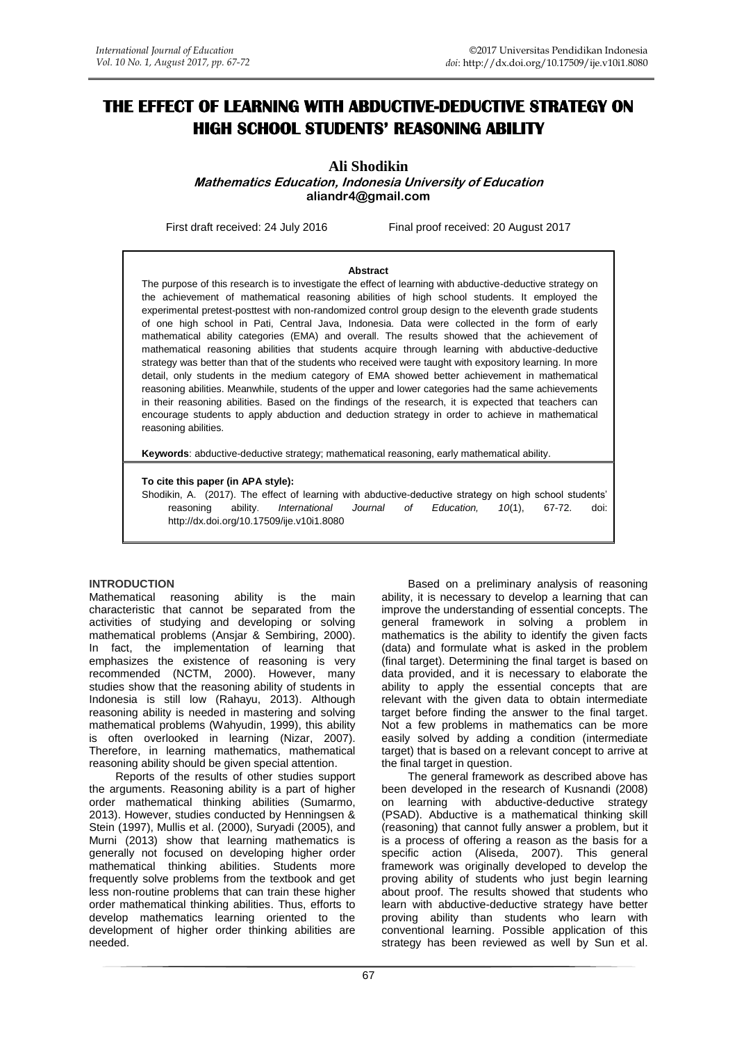# THE EFFECT OF LEARNING WITH ABDUCTIVE-DEDUCTIVE STRATEGY ON HIGH SCHOOL STUDENTS' REASONING ABILITY

**Ali Shodikin**
***Mathematics Education, Indonesia University of Education***
**aliandr4@gmail.com**

First draft received: 24 July 2016 Final proof received: 20 August 2017

**Abstract**

The purpose of this research is to investigate the effect of learning with abductive-deductive strategy on the achievement of mathematical reasoning abilities of high school students. It employed the experimental pretest-posttest with non-randomized control group design to the eleventh grade students of one high school in Pati, Central Java, Indonesia. Data were collected in the form of early mathematical ability categories (EMA) and overall. The results showed that the achievement of mathematical reasoning abilities that students acquire through learning with abductive-deductive strategy was better than that of the students who received were taught with expository learning. In more detail, only students in the medium category of EMA showed better achievement in mathematical reasoning abilities. Meanwhile, students of the upper and lower categories had the same achievements in their reasoning abilities. Based on the findings of the research, it is expected that teachers can encourage students to apply abduction and deduction strategy in order to achieve in mathematical reasoning abilities.

**Keywords**: abductive-deductive strategy; mathematical reasoning, early mathematical ability.

**To cite this paper (in APA style):**

Shodikin, A. (2017). The effect of learning with abductive-deductive strategy on high school students' reasoning ability. *International Journal of Education, 10*(1), 67-72. doi: http://dx.doi.org/10.17509/ije.v10i1.8080

## INTRODUCTION

Mathematical reasoning ability is the main characteristic that cannot be separated from the activities of studying and developing or solving mathematical problems (Ansjar & Sembiring, 2000). In fact, the implementation of learning that emphasizes the existence of reasoning is very recommended (NCTM, 2000). However, many studies show that the reasoning ability of students in Indonesia is still low (Rahayu, 2013). Although reasoning ability is needed in mastering and solving mathematical problems (Wahyudin, 1999), this ability is often overlooked in learning (Nizar, 2007). Therefore, in learning mathematics, mathematical reasoning ability should be given special attention.

Reports of the results of other studies support the arguments. Reasoning ability is a part of higher order mathematical thinking abilities (Sumarmo, 2013). However, studies conducted by Henningsen & Stein (1997), Mullis et al. (2000), Suryadi (2005), and Murni (2013) show that learning mathematics is generally not focused on developing higher order mathematical thinking abilities. Students more frequently solve problems from the textbook and get less non-routine problems that can train these higher order mathematical thinking abilities. Thus, efforts to develop mathematics learning oriented to the development of higher order thinking abilities are needed.

Based on a preliminary analysis of reasoning ability, it is necessary to develop a learning that can improve the understanding of essential concepts. The general framework in solving a problem in mathematics is the ability to identify the given facts (data) and formulate what is asked in the problem (final target). Determining the final target is based on data provided, and it is necessary to elaborate the ability to apply the essential concepts that are relevant with the given data to obtain intermediate target before finding the answer to the final target. Not a few problems in mathematics can be more easily solved by adding a condition (intermediate target) that is based on a relevant concept to arrive at the final target in question.

The general framework as described above has been developed in the research of Kusnandi (2008) on learning with abductive-deductive strategy (PSAD). Abductive is a mathematical thinking skill (reasoning) that cannot fully answer a problem, but it is a process of offering a reason as the basis for a specific action (Aliseda, 2007). This general framework was originally developed to develop the proving ability of students who just begin learning about proof. The results showed that students who learn with abductive-deductive strategy have better proving ability than students who learn with conventional learning. Possible application of this strategy has been reviewed as well by Sun et al.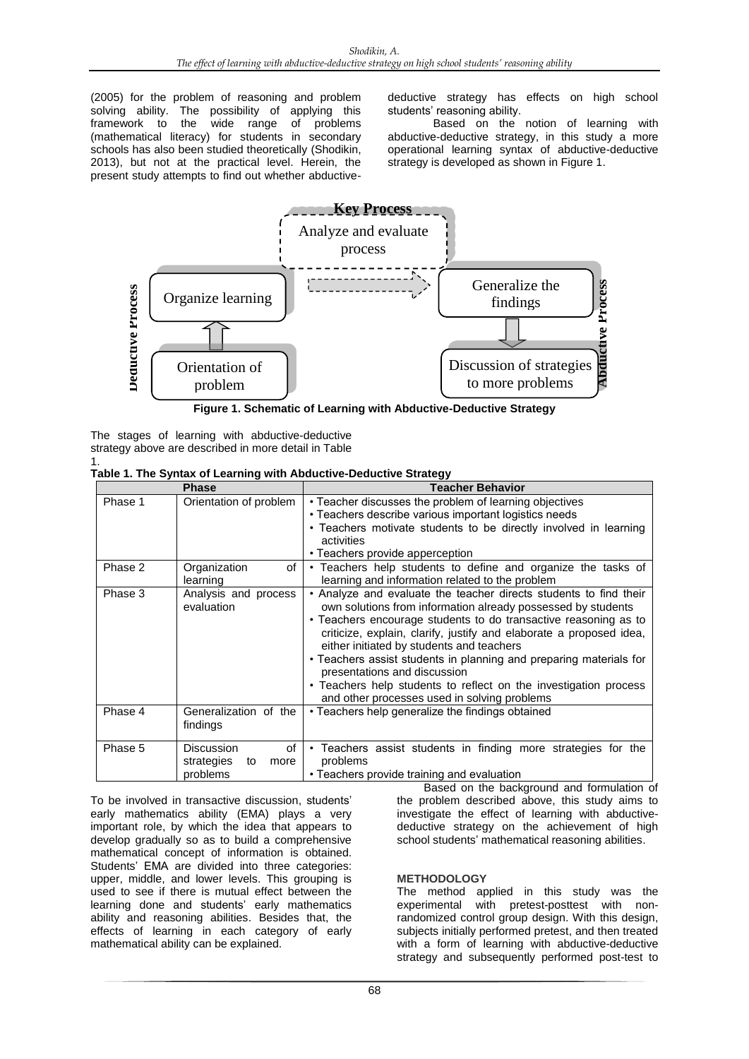(2005) for the problem of reasoning and problem solving ability. The possibility of applying this framework to the wide range of problems (mathematical literacy) for students in secondary schools has also been studied theoretically (Shodikin, 2013), but not at the practical level. Herein, the present study attempts to find out whether abductive-deductive strategy has effects on high school students' reasoning ability.

Based on the notion of learning with abductive-deductive strategy, in this study a more operational learning syntax of abductive-deductive strategy is developed as shown in Figure 1.

Key Process

Analyze and evaluate process

Deductive Process: Orientation of problem → Organize learning

Abductive Process: Generalize the findings → Discussion of strategies to more problems

**Figure 1. Schematic of Learning with Abductive-Deductive Strategy**

The stages of learning with abductive-deductive strategy above are described in more detail in Table 1.

**Table 1. The Syntax of Learning with Abductive-Deductive Strategy**

| Phase | | Teacher Behavior |
|---|---|---|
| Phase 1 | Orientation of problem | • Teacher discusses the problem of learning objectives<br>• Teachers describe various important logistics needs<br>• Teachers motivate students to be directly involved in learning activities<br>• Teachers provide apperception |
| Phase 2 | Organization of learning | • Teachers help students to define and organize the tasks of learning and information related to the problem |
| Phase 3 | Analysis and process evaluation | • Analyze and evaluate the teacher directs students to find their own solutions from information already possessed by students<br>• Teachers encourage students to do transactive reasoning as to criticize, explain, clarify, justify and elaborate a proposed idea, either initiated by students and teachers<br>• Teachers assist students in planning and preparing materials for presentations and discussion<br>• Teachers help students to reflect on the investigation process and other processes used in solving problems |
| Phase 4 | Generalization of the findings | • Teachers help generalize the findings obtained |
| Phase 5 | Discussion of strategies to more problems | • Teachers assist students in finding more strategies for the problems<br>• Teachers provide training and evaluation |

To be involved in transactive discussion, students' early mathematics ability (EMA) plays a very important role, by which the idea that appears to develop gradually so as to build a comprehensive mathematical concept of information is obtained. Students' EMA are divided into three categories: upper, middle, and lower levels. This grouping is used to see if there is mutual effect between the learning done and students' early mathematics ability and reasoning abilities. Besides that, the effects of learning in each category of early mathematical ability can be explained.

Based on the background and formulation of the problem described above, this study aims to investigate the effect of learning with abductive-deductive strategy on the achievement of high school students' mathematical reasoning abilities.

## METHODOLOGY

The method applied in this study was the experimental with pretest-posttest with non-randomized control group design. With this design, subjects initially performed pretest, and then treated with a form of learning with abductive-deductive strategy and subsequently performed post-test to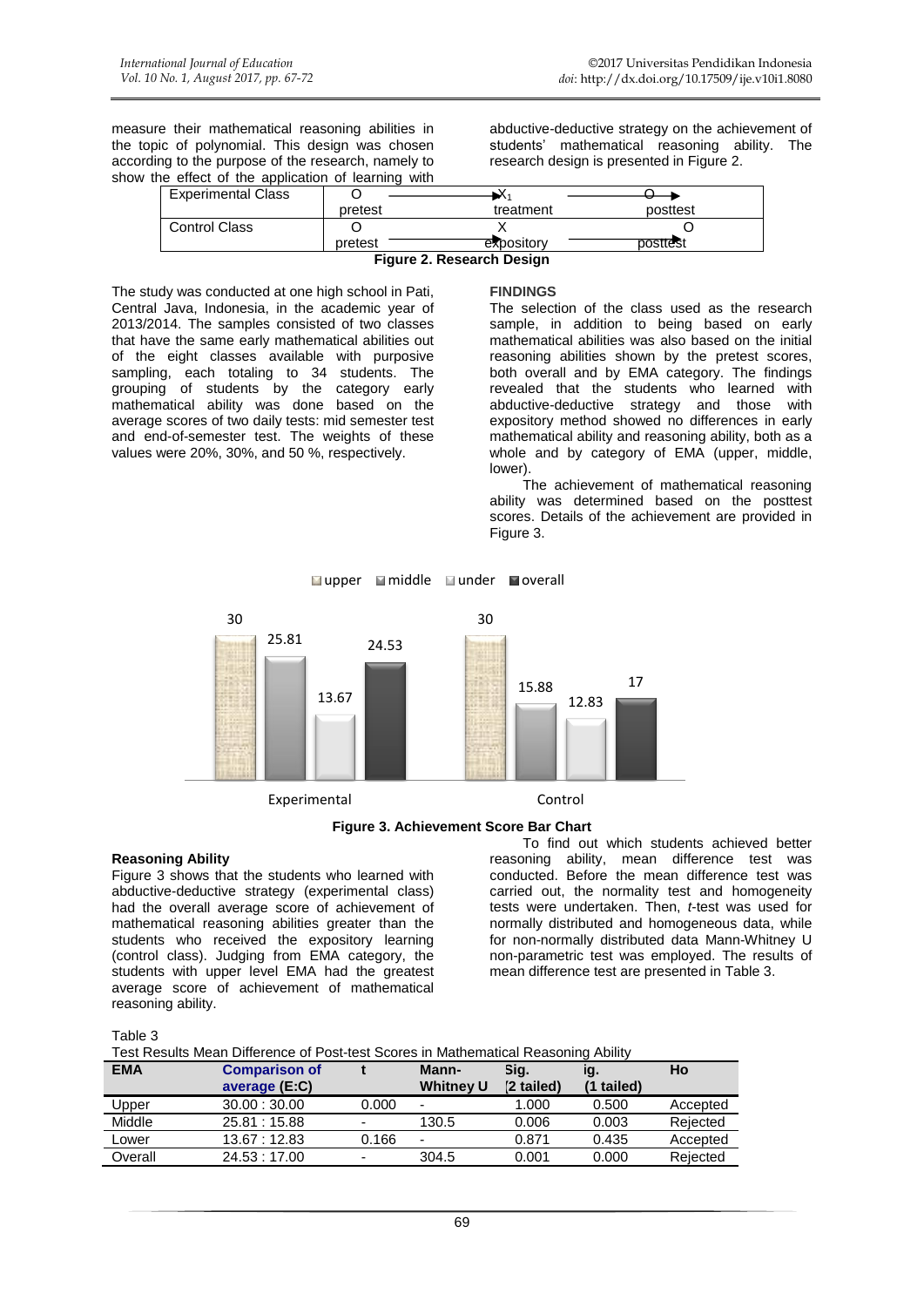measure their mathematical reasoning abilities in the topic of polynomial. This design was chosen according to the purpose of the research, namely to show the effect of the application of learning with abductive-deductive strategy on the achievement of students' mathematical reasoning ability. The research design is presented in Figure 2.

| Experimental Class | O pretest | $X_1$ treatment | O posttest |
|---|---|---|---|
| Control Class | O pretest | X expository | O posttest |

**Figure 2. Research Design**

The study was conducted at one high school in Pati, Central Java, Indonesia, in the academic year of 2013/2014. The samples consisted of two classes that have the same early mathematical abilities out of the eight classes available with purposive sampling, each totaling to 34 students. The grouping of students by the category early mathematical ability was done based on the average scores of two daily tests: mid semester test and end-of-semester test. The weights of these values were 20%, 30%, and 50 %, respectively.

## FINDINGS

The selection of the class used as the research sample, in addition to being based on early mathematical abilities was also based on the initial reasoning abilities shown by the pretest scores, both overall and by EMA category. The findings revealed that the students who learned with abductive-deductive strategy and those with expository method showed no differences in early mathematical ability and reasoning ability, both as a whole and by category of EMA (upper, middle, lower).

The achievement of mathematical reasoning ability was determined based on the posttest scores. Details of the achievement are provided in Figure 3.

| | upper | middle | under | overall |
|---|---|---|---|---|
| Experimental | 30 | 25.81 | 13.67 | 24.53 |
| Control | 30 | 15.88 | 12.83 | 17 |

**Figure 3. Achievement Score Bar Chart**

### Reasoning Ability

Figure 3 shows that the students who learned with abductive-deductive strategy (experimental class) had the overall average score of achievement of mathematical reasoning abilities greater than the students who received the expository learning (control class). Judging from EMA category, the students with upper level EMA had the greatest average score of achievement of mathematical reasoning ability.

To find out which students achieved better reasoning ability, mean difference test was conducted. Before the mean difference test was carried out, the normality test and homogeneity tests were undertaken. Then, *t*-test was used for normally distributed and homogeneous data, while for non-normally distributed data Mann-Whitney U non-parametric test was employed. The results of mean difference test are presented in Table 3.

Table 3

Test Results Mean Difference of Post-test Scores in Mathematical Reasoning Ability

| EMA | Comparison of average (E:C) | t | Mann-Whitney U | Sig. (2 tailed) | ig. (1 tailed) | Ho |
|---|---|---|---|---|---|---|
| Upper | 30.00 : 30.00 | 0.000 | - | 1.000 | 0.500 | Accepted |
| Middle | 25.81 : 15.88 | - | 130.5 | 0.006 | 0.003 | Rejected |
| Lower | 13.67 : 12.83 | 0.166 | - | 0.871 | 0.435 | Accepted |
| Overall | 24.53 : 17.00 | - | 304.5 | 0.001 | 0.000 | Rejected |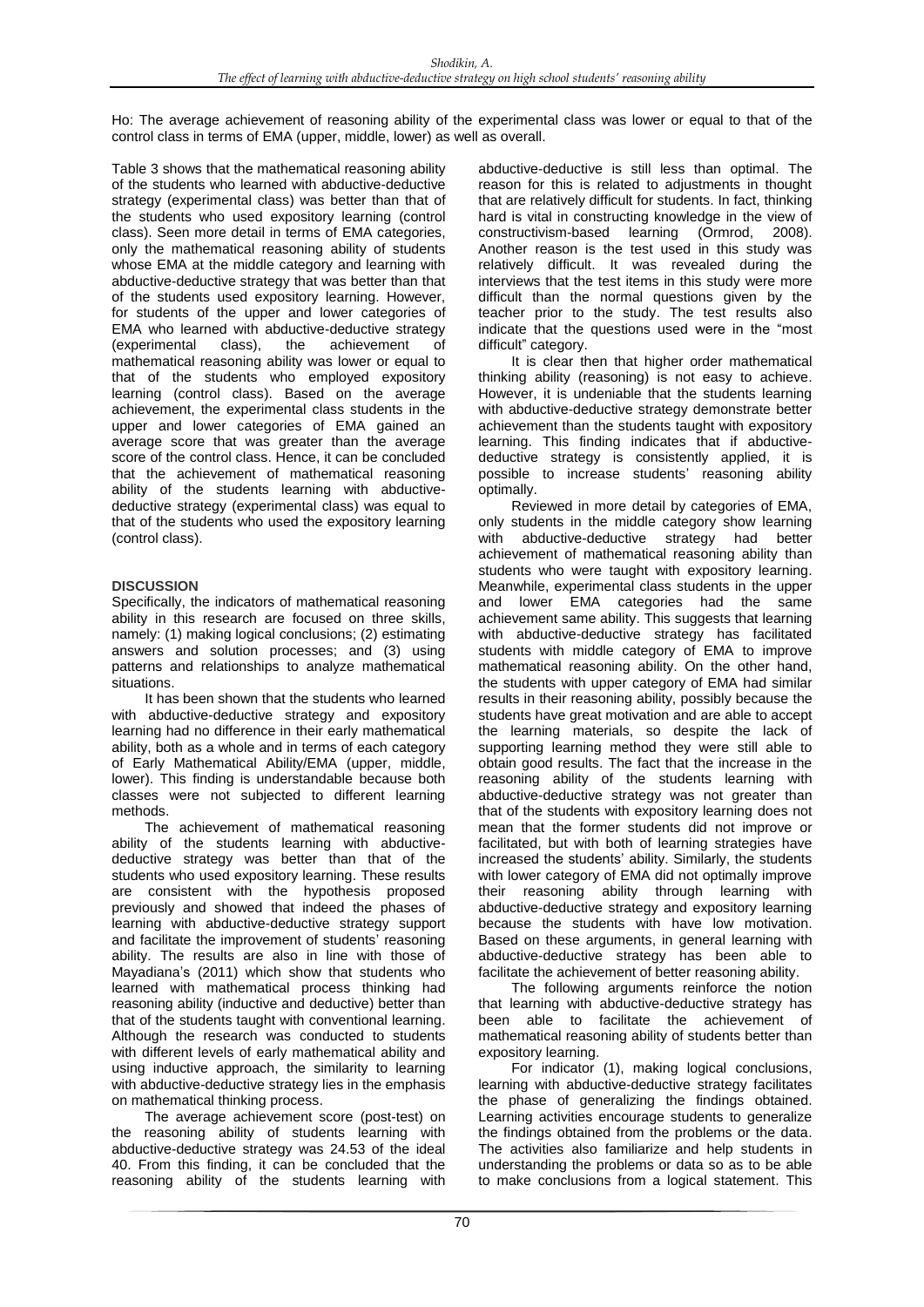Ho: The average achievement of reasoning ability of the experimental class was lower or equal to that of the control class in terms of EMA (upper, middle, lower) as well as overall.

Table 3 shows that the mathematical reasoning ability of the students who learned with abductive-deductive strategy (experimental class) was better than that of the students who used expository learning (control class). Seen more detail in terms of EMA categories, only the mathematical reasoning ability of students whose EMA at the middle category and learning with abductive-deductive strategy that was better than that of the students used expository learning. However, for students of the upper and lower categories of EMA who learned with abductive-deductive strategy (experimental class), the achievement of mathematical reasoning ability was lower or equal to that of the students who employed expository learning (control class). Based on the average achievement, the experimental class students in the upper and lower categories of EMA gained an average score that was greater than the average score of the control class. Hence, it can be concluded that the achievement of mathematical reasoning ability of the students learning with abductive-deductive strategy (experimental class) was equal to that of the students who used the expository learning (control class).

## DISCUSSION

Specifically, the indicators of mathematical reasoning ability in this research are focused on three skills, namely: (1) making logical conclusions; (2) estimating answers and solution processes; and (3) using patterns and relationships to analyze mathematical situations.

It has been shown that the students who learned with abductive-deductive strategy and expository learning had no difference in their early mathematical ability, both as a whole and in terms of each category of Early Mathematical Ability/EMA (upper, middle, lower). This finding is understandable because both classes were not subjected to different learning methods.

The achievement of mathematical reasoning ability of the students learning with abductive-deductive strategy was better than that of the students who used expository learning. These results are consistent with the hypothesis proposed previously and showed that indeed the phases of learning with abductive-deductive strategy support and facilitate the improvement of students' reasoning ability. The results are also in line with those of Mayadiana's (2011) which show that students who learned with mathematical process thinking had reasoning ability (inductive and deductive) better than that of the students taught with conventional learning. Although the research was conducted to students with different levels of early mathematical ability and using inductive approach, the similarity to learning with abductive-deductive strategy lies in the emphasis on mathematical thinking process.

The average achievement score (post-test) on the reasoning ability of students learning with abductive-deductive strategy was 24.53 of the ideal 40. From this finding, it can be concluded that the reasoning ability of the students learning with abductive-deductive is still less than optimal. The reason for this is related to adjustments in thought that are relatively difficult for students. In fact, thinking hard is vital in constructing knowledge in the view of constructivism-based learning (Ormrod, 2008). Another reason is the test used in this study was relatively difficult. It was revealed during the interviews that the test items in this study were more difficult than the normal questions given by the teacher prior to the study. The test results also indicate that the questions used were in the "most difficult" category.

It is clear then that higher order mathematical thinking ability (reasoning) is not easy to achieve. However, it is undeniable that the students learning with abductive-deductive strategy demonstrate better achievement than the students taught with expository learning. This finding indicates that if abductive-deductive strategy is consistently applied, it is possible to increase students' reasoning ability optimally.

Reviewed in more detail by categories of EMA, only students in the middle category show learning with abductive-deductive strategy had better achievement of mathematical reasoning ability than students who were taught with expository learning. Meanwhile, experimental class students in the upper and lower EMA categories had the same achievement same ability. This suggests that learning with abductive-deductive strategy has facilitated students with middle category of EMA to improve mathematical reasoning ability. On the other hand, the students with upper category of EMA had similar results in their reasoning ability, possibly because the students have great motivation and are able to accept the learning materials, so despite the lack of supporting learning method they were still able to obtain good results. The fact that the increase in the reasoning ability of the students learning with abductive-deductive strategy was not greater than that of the students with expository learning does not mean that the former students did not improve or facilitated, but with both of learning strategies have increased the students' ability. Similarly, the students with lower category of EMA did not optimally improve their reasoning ability through learning with abductive-deductive strategy and expository learning because the students with have low motivation. Based on these arguments, in general learning with abductive-deductive strategy has been able to facilitate the achievement of better reasoning ability.

The following arguments reinforce the notion that learning with abductive-deductive strategy has been able to facilitate the achievement of mathematical reasoning ability of students better than expository learning.

For indicator (1), making logical conclusions, learning with abductive-deductive strategy facilitates the phase of generalizing the findings obtained. Learning activities encourage students to generalize the findings obtained from the problems or the data. The activities also familiarize and help students in understanding the problems or data so as to be able to make conclusions from a logical statement. This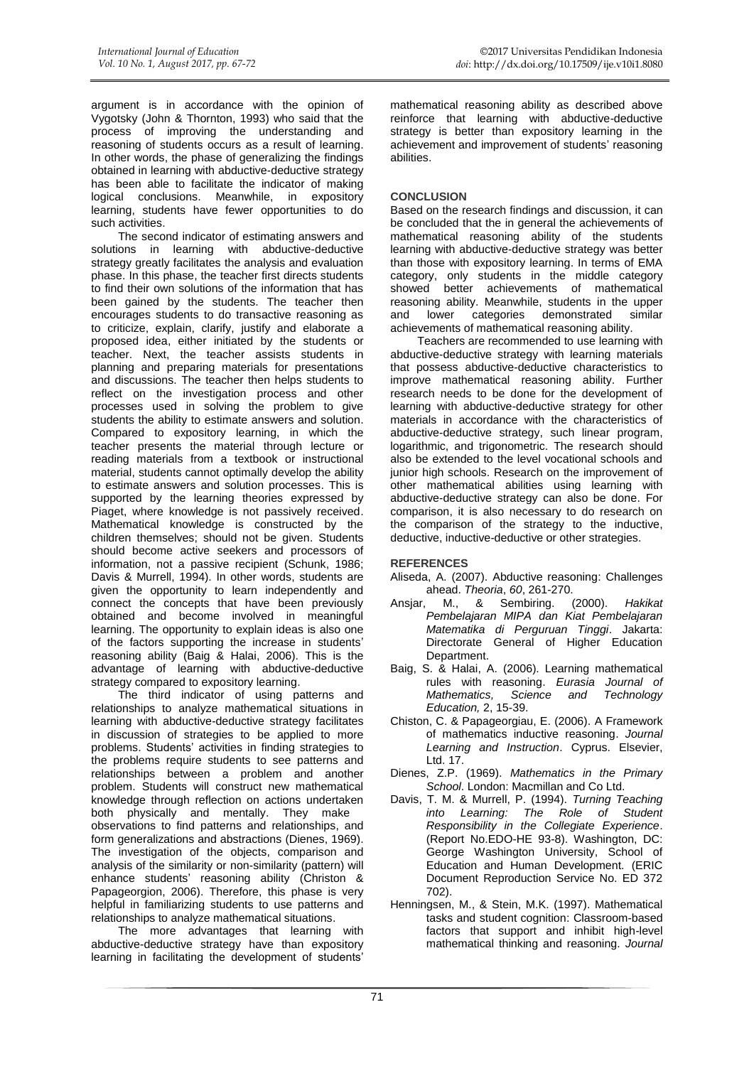argument is in accordance with the opinion of Vygotsky (John & Thornton, 1993) who said that the process of improving the understanding and reasoning of students occurs as a result of learning. In other words, the phase of generalizing the findings obtained in learning with abductive-deductive strategy has been able to facilitate the indicator of making logical conclusions. Meanwhile, in expository learning, students have fewer opportunities to do such activities.

The second indicator of estimating answers and solutions in learning with abductive-deductive strategy greatly facilitates the analysis and evaluation phase. In this phase, the teacher first directs students to find their own solutions of the information that has been gained by the students. The teacher then encourages students to do transactive reasoning as to criticize, explain, clarify, justify and elaborate a proposed idea, either initiated by the students or teacher. Next, the teacher assists students in planning and preparing materials for presentations and discussions. The teacher then helps students to reflect on the investigation process and other processes used in solving the problem to give students the ability to estimate answers and solution. Compared to expository learning, in which the teacher presents the material through lecture or reading materials from a textbook or instructional material, students cannot optimally develop the ability to estimate answers and solution processes. This is supported by the learning theories expressed by Piaget, where knowledge is not passively received. Mathematical knowledge is constructed by the children themselves; should not be given. Students should become active seekers and processors of information, not a passive recipient (Schunk, 1986; Davis & Murrell, 1994). In other words, students are given the opportunity to learn independently and connect the concepts that have been previously obtained and become involved in meaningful learning. The opportunity to explain ideas is also one of the factors supporting the increase in students' reasoning ability (Baig & Halai, 2006). This is the advantage of learning with abductive-deductive strategy compared to expository learning.

The third indicator of using patterns and relationships to analyze mathematical situations in learning with abductive-deductive strategy facilitates in discussion of strategies to be applied to more problems. Students' activities in finding strategies to the problems require students to see patterns and relationships between a problem and another problem. Students will construct new mathematical knowledge through reflection on actions undertaken both physically and mentally. They make observations to find patterns and relationships, and form generalizations and abstractions (Dienes, 1969). The investigation of the objects, comparison and analysis of the similarity or non-similarity (pattern) will enhance students' reasoning ability (Christon & Papageorgion, 2006). Therefore, this phase is very helpful in familiarizing students to use patterns and relationships to analyze mathematical situations.

The more advantages that learning with abductive-deductive strategy have than expository learning in facilitating the development of students' mathematical reasoning ability as described above reinforce that learning with abductive-deductive strategy is better than expository learning in the achievement and improvement of students' reasoning abilities.

## CONCLUSION

Based on the research findings and discussion, it can be concluded that the in general the achievements of mathematical reasoning ability of the students learning with abductive-deductive strategy was better than those with expository learning. In terms of EMA category, only students in the middle category showed better achievements of mathematical reasoning ability. Meanwhile, students in the upper and lower categories demonstrated similar achievements of mathematical reasoning ability.

Teachers are recommended to use learning with abductive-deductive strategy with learning materials that possess abductive-deductive characteristics to improve mathematical reasoning ability. Further research needs to be done for the development of learning with abductive-deductive strategy for other materials in accordance with the characteristics of abductive-deductive strategy, such linear program, logarithmic, and trigonometric. The research should also be extended to the level vocational schools and junior high schools. Research on the improvement of other mathematical abilities using learning with abductive-deductive strategy can also be done. For comparison, it is also necessary to do research on the comparison of the strategy to the inductive, deductive, inductive-deductive or other strategies.

## REFERENCES

Aliseda, A. (2007). Abductive reasoning: Challenges ahead. *Theoria*, *60*, 261-270.

Ansjar, M., & Sembiring. (2000). *Hakikat Pembelajaran MIPA dan Kiat Pembelajaran Matematika di Perguruan Tinggi*. Jakarta: Directorate General of Higher Education Department.

Baig, S. & Halai, A. (2006). Learning mathematical rules with reasoning. *Eurasia Journal of Mathematics, Science and Technology Education,* 2, 15-39.

Chiston, C. & Papageorgiau, E. (2006). A Framework of mathematics inductive reasoning. *Journal Learning and Instruction*. Cyprus. Elsevier, Ltd. 17.

Dienes, Z.P. (1969). *Mathematics in the Primary School*. London: Macmillan and Co Ltd.

Davis, T. M. & Murrell, P. (1994). *Turning Teaching into Learning: The Role of Student Responsibility in the Collegiate Experience*. (Report No.EDO-HE 93-8). Washington, DC: George Washington University, School of Education and Human Development. (ERIC Document Reproduction Service No. ED 372 702).

Henningsen, M., & Stein, M.K. (1997). Mathematical tasks and student cognition: Classroom-based factors that support and inhibit high-level mathematical thinking and reasoning. *Journal*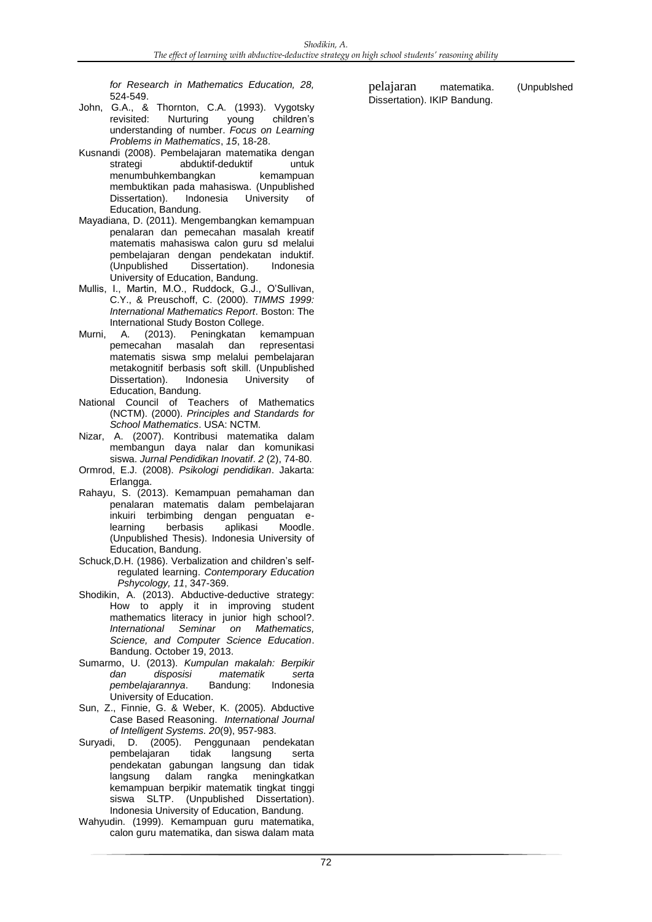*for Research in Mathematics Education, 28,* 524-549.

John, G.A., & Thornton, C.A. (1993). Vygotsky revisited: Nurturing young children's understanding of number. *Focus on Learning Problems in Mathematics*, *15*, 18-28.

Kusnandi (2008). Pembelajaran matematika dengan strategi abduktif-deduktif untuk menumbuhkembangkan kemampuan membuktikan pada mahasiswa. (Unpublished Dissertation). Indonesia University of Education, Bandung.

Mayadiana, D. (2011). Mengembangkan kemampuan penalaran dan pemecahan masalah kreatif matematis mahasiswa calon guru sd melalui pembelajaran dengan pendekatan induktif. (Unpublished Dissertation). Indonesia University of Education, Bandung.

Mullis, I., Martin, M.O., Ruddock, G.J., O'Sullivan, C.Y., & Preuschoff, C. (2000). *TIMMS 1999: International Mathematics Report*. Boston: The International Study Boston College.

Murni, A. (2013). Peningkatan kemampuan pemecahan masalah dan representasi matematis siswa smp melalui pembelajaran metakognitif berbasis soft skill. (Unpublished Dissertation). Indonesia University of Education, Bandung.

National Council of Teachers of Mathematics (NCTM). (2000). *Principles and Standards for School Mathematics*. USA: NCTM.

Nizar, A. (2007). Kontribusi matematika dalam membangun daya nalar dan komunikasi siswa. *Jurnal Pendidikan Inovatif*. *2* (2), 74-80.

Ormrod, E.J. (2008). *Psikologi pendidikan*. Jakarta: Erlangga.

Rahayu, S. (2013). Kemampuan pemahaman dan penalaran matematis dalam pembelajaran inkuiri terbimbing dengan penguatan e-learning berbasis aplikasi Moodle. (Unpublished Thesis). Indonesia University of Education, Bandung.

Schuck,D.H. (1986). Verbalization and children's self-regulated learning. *Contemporary Education Pshycology, 11*, 347-369.

Shodikin, A. (2013). Abductive-deductive strategy: How to apply it in improving student mathematics literacy in junior high school?. *International Seminar on Mathematics, Science, and Computer Science Education*. Bandung. October 19, 2013.

Sumarmo, U. (2013). *Kumpulan makalah: Berpikir dan disposisi matematik serta pembelajarannya*. Bandung: Indonesia University of Education.

Sun, Z., Finnie, G. & Weber, K. (2005). Abductive Case Based Reasoning. *International Journal of Intelligent Systems. 20*(9), 957-983.

Suryadi, D. (2005). Penggunaan pendekatan pembelajaran tidak langsung serta pendekatan gabungan langsung dan tidak langsung dalam rangka meningkatkan kemampuan berpikir matematik tingkat tinggi siswa SLTP. (Unpublished Dissertation). Indonesia University of Education, Bandung.

Wahyudin. (1999). Kemampuan guru matematika, calon guru matematika, dan siswa dalam mata pelajaran matematika. (Unpublshed Dissertation). IKIP Bandung.